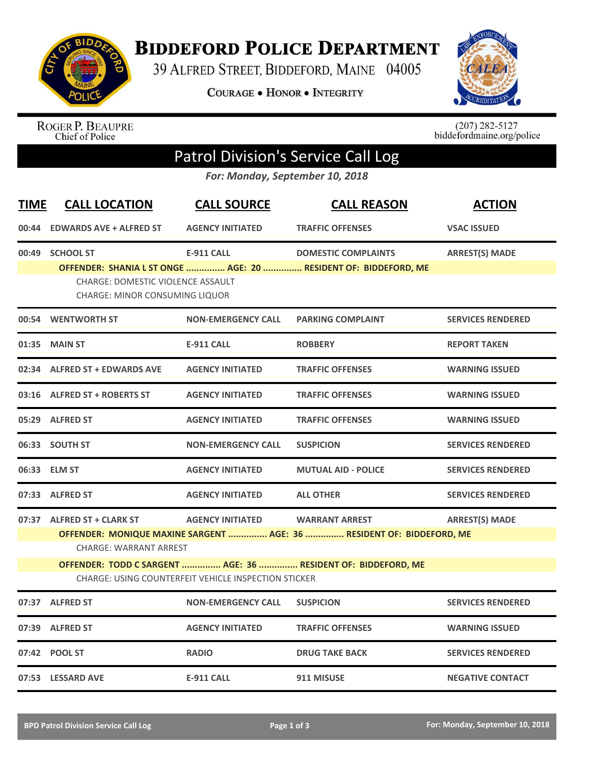# Biddeford Police Department

39 Alfred Street, Biddeford, Maine 04005

Courage • Honor • Integrity

Roger P. Beaupre
Chief of Police

(207) 282-5127
biddefordmaine.org/police

## Patrol Division's Service Call Log

*For: Monday, September 10, 2018*

| TIME | CALL LOCATION | CALL SOURCE | CALL REASON | ACTION |
|---|---|---|---|---|
| 00:44 | EDWARDS AVE + ALFRED ST | AGENCY INITIATED | TRAFFIC OFFENSES | VSAC ISSUED |
| 00:49 | SCHOOL ST | E-911 CALL | DOMESTIC COMPLAINTS | ARREST(S) MADE |
| | OFFENDER: SHANIA L ST ONGE ............... AGE: 20 ............... RESIDENT OF: BIDDEFORD, ME | | | |
| | CHARGE: DOMESTIC VIOLENCE ASSAULT | | | |
| | CHARGE: MINOR CONSUMING LIQUOR | | | |
| 00:54 | WENTWORTH ST | NON-EMERGENCY CALL | PARKING COMPLAINT | SERVICES RENDERED |
| 01:35 | MAIN ST | E-911 CALL | ROBBERY | REPORT TAKEN |
| 02:34 | ALFRED ST + EDWARDS AVE | AGENCY INITIATED | TRAFFIC OFFENSES | WARNING ISSUED |
| 03:16 | ALFRED ST + ROBERTS ST | AGENCY INITIATED | TRAFFIC OFFENSES | WARNING ISSUED |
| 05:29 | ALFRED ST | AGENCY INITIATED | TRAFFIC OFFENSES | WARNING ISSUED |
| 06:33 | SOUTH ST | NON-EMERGENCY CALL | SUSPICION | SERVICES RENDERED |
| 06:33 | ELM ST | AGENCY INITIATED | MUTUAL AID - POLICE | SERVICES RENDERED |
| 07:33 | ALFRED ST | AGENCY INITIATED | ALL OTHER | SERVICES RENDERED |
| 07:37 | ALFRED ST + CLARK ST | AGENCY INITIATED | WARRANT ARREST | ARREST(S) MADE |
| | OFFENDER: MONIQUE MAXINE SARGENT ............... AGE: 36 ............... RESIDENT OF: BIDDEFORD, ME | | | |
| | CHARGE: WARRANT ARREST | | | |
| | OFFENDER: TODD C SARGENT ............... AGE: 36 ............... RESIDENT OF: BIDDEFORD, ME | | | |
| | CHARGE: USING COUNTERFEIT VEHICLE INSPECTION STICKER | | | |
| 07:37 | ALFRED ST | NON-EMERGENCY CALL | SUSPICION | SERVICES RENDERED |
| 07:39 | ALFRED ST | AGENCY INITIATED | TRAFFIC OFFENSES | WARNING ISSUED |
| 07:42 | POOL ST | RADIO | DRUG TAKE BACK | SERVICES RENDERED |
| 07:53 | LESSARD AVE | E-911 CALL | 911 MISUSE | NEGATIVE CONTACT |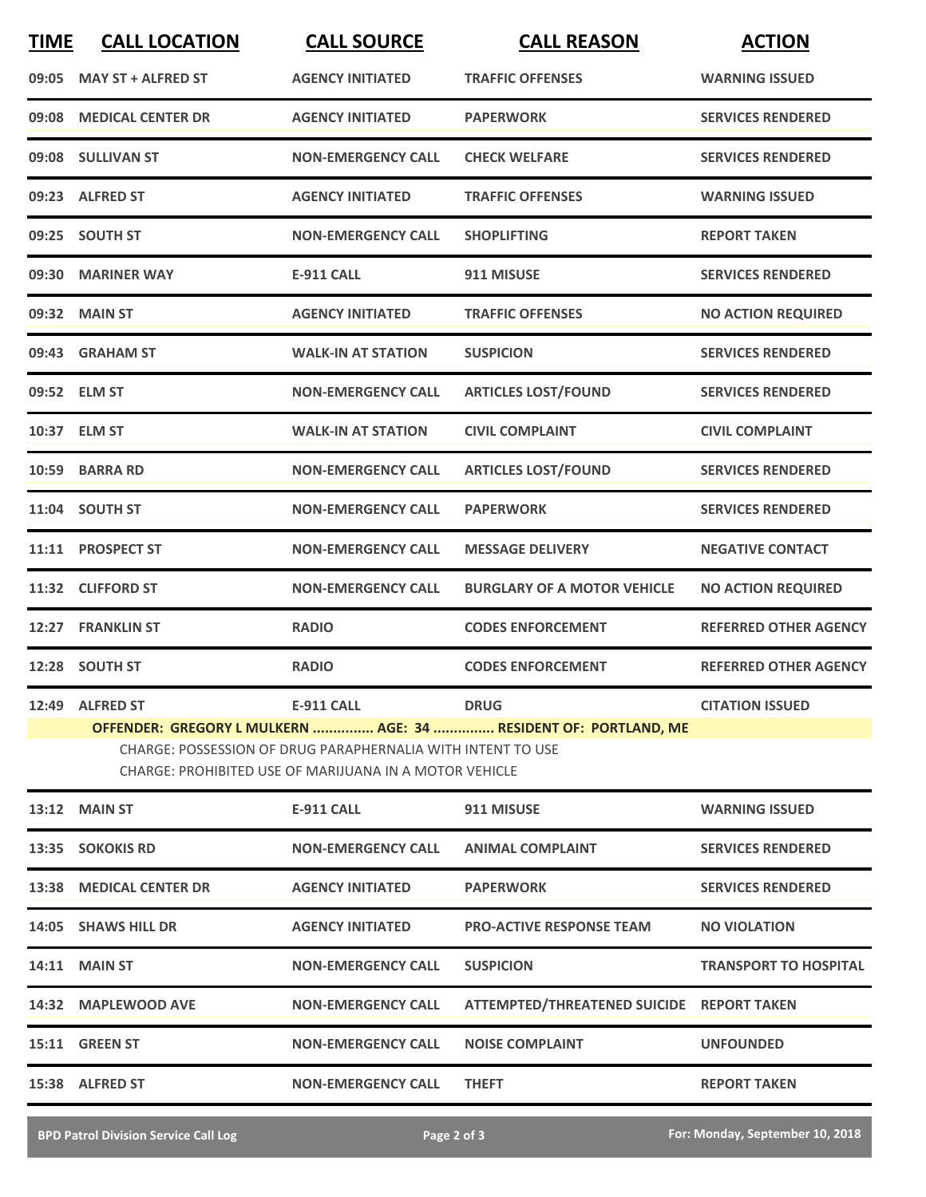| TIME | CALL LOCATION | CALL SOURCE | CALL REASON | ACTION |
|---|---|---|---|---|
| 09:05 | MAY ST + ALFRED ST | AGENCY INITIATED | TRAFFIC OFFENSES | WARNING ISSUED |
| 09:08 | MEDICAL CENTER DR | AGENCY INITIATED | PAPERWORK | SERVICES RENDERED |
| 09:08 | SULLIVAN ST | NON-EMERGENCY CALL | CHECK WELFARE | SERVICES RENDERED |
| 09:23 | ALFRED ST | AGENCY INITIATED | TRAFFIC OFFENSES | WARNING ISSUED |
| 09:25 | SOUTH ST | NON-EMERGENCY CALL | SHOPLIFTING | REPORT TAKEN |
| 09:30 | MARINER WAY | E-911 CALL | 911 MISUSE | SERVICES RENDERED |
| 09:32 | MAIN ST | AGENCY INITIATED | TRAFFIC OFFENSES | NO ACTION REQUIRED |
| 09:43 | GRAHAM ST | WALK-IN AT STATION | SUSPICION | SERVICES RENDERED |
| 09:52 | ELM ST | NON-EMERGENCY CALL | ARTICLES LOST/FOUND | SERVICES RENDERED |
| 10:37 | ELM ST | WALK-IN AT STATION | CIVIL COMPLAINT | CIVIL COMPLAINT |
| 10:59 | BARRA RD | NON-EMERGENCY CALL | ARTICLES LOST/FOUND | SERVICES RENDERED |
| 11:04 | SOUTH ST | NON-EMERGENCY CALL | PAPERWORK | SERVICES RENDERED |
| 11:11 | PROSPECT ST | NON-EMERGENCY CALL | MESSAGE DELIVERY | NEGATIVE CONTACT |
| 11:32 | CLIFFORD ST | NON-EMERGENCY CALL | BURGLARY OF A MOTOR VEHICLE | NO ACTION REQUIRED |
| 12:27 | FRANKLIN ST | RADIO | CODES ENFORCEMENT | REFERRED OTHER AGENCY |
| 12:28 | SOUTH ST | RADIO | CODES ENFORCEMENT | REFERRED OTHER AGENCY |
| 12:49 | ALFRED ST | E-911 CALL | DRUG | CITATION ISSUED |
| | OFFENDER: GREGORY L MULKERN ............... AGE: 34 ............... RESIDENT OF: PORTLAND, ME | | | |
| | CHARGE: POSSESSION OF DRUG PARAPHERNALIA WITH INTENT TO USE | | | |
| | CHARGE: PROHIBITED USE OF MARIJUANA IN A MOTOR VEHICLE | | | |
| 13:12 | MAIN ST | E-911 CALL | 911 MISUSE | WARNING ISSUED |
| 13:35 | SOKOKIS RD | NON-EMERGENCY CALL | ANIMAL COMPLAINT | SERVICES RENDERED |
| 13:38 | MEDICAL CENTER DR | AGENCY INITIATED | PAPERWORK | SERVICES RENDERED |
| 14:05 | SHAWS HILL DR | AGENCY INITIATED | PRO-ACTIVE RESPONSE TEAM | NO VIOLATION |
| 14:11 | MAIN ST | NON-EMERGENCY CALL | SUSPICION | TRANSPORT TO HOSPITAL |
| 14:32 | MAPLEWOOD AVE | NON-EMERGENCY CALL | ATTEMPTED/THREATENED SUICIDE | REPORT TAKEN |
| 15:11 | GREEN ST | NON-EMERGENCY CALL | NOISE COMPLAINT | UNFOUNDED |
| 15:38 | ALFRED ST | NON-EMERGENCY CALL | THEFT | REPORT TAKEN |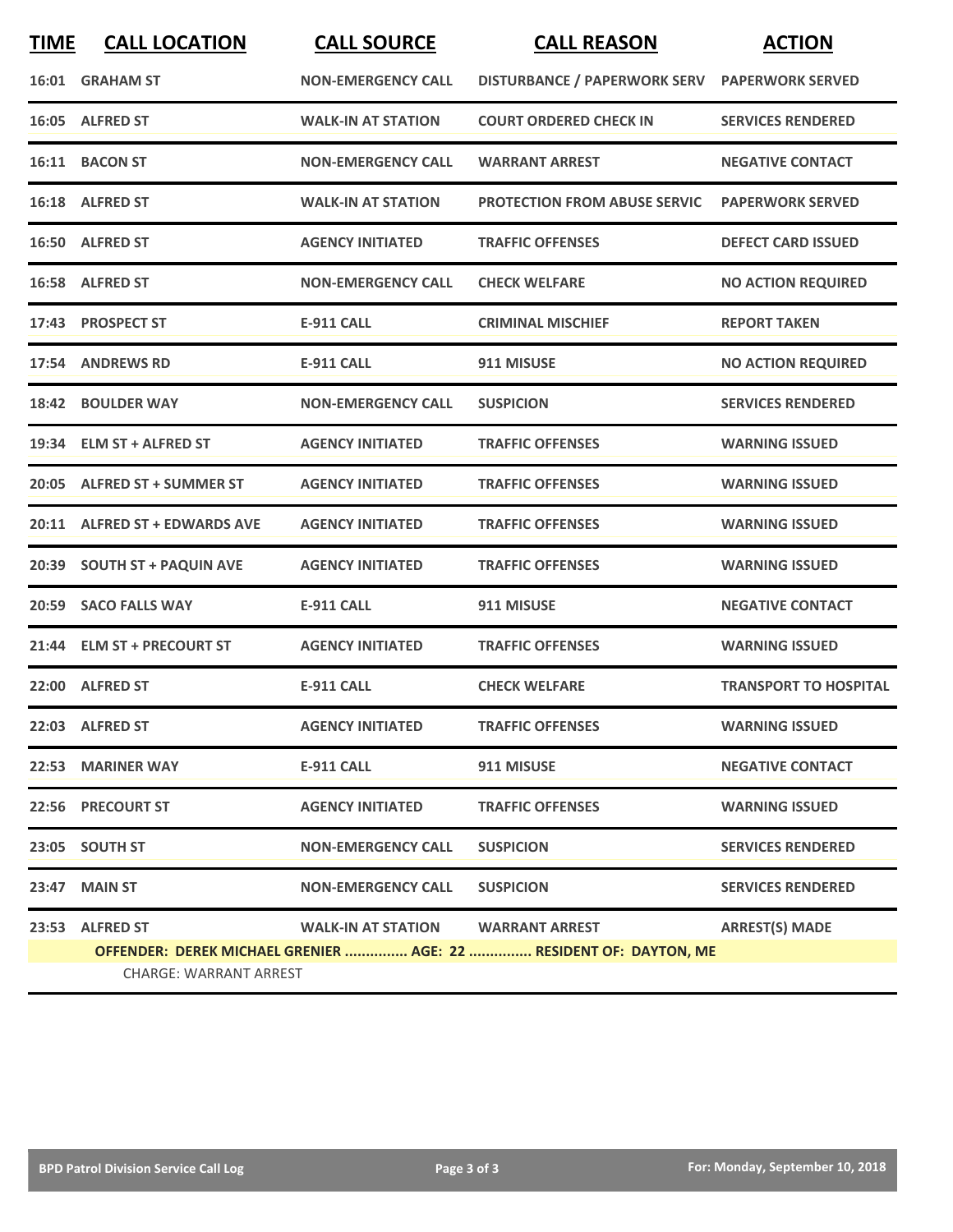| TIME | CALL LOCATION | CALL SOURCE | CALL REASON | ACTION |
|---|---|---|---|---|
| 16:01 | GRAHAM ST | NON-EMERGENCY CALL | DISTURBANCE / PAPERWORK SERV | PAPERWORK SERVED |
| 16:05 | ALFRED ST | WALK-IN AT STATION | COURT ORDERED CHECK IN | SERVICES RENDERED |
| 16:11 | BACON ST | NON-EMERGENCY CALL | WARRANT ARREST | NEGATIVE CONTACT |
| 16:18 | ALFRED ST | WALK-IN AT STATION | PROTECTION FROM ABUSE SERVIC | PAPERWORK SERVED |
| 16:50 | ALFRED ST | AGENCY INITIATED | TRAFFIC OFFENSES | DEFECT CARD ISSUED |
| 16:58 | ALFRED ST | NON-EMERGENCY CALL | CHECK WELFARE | NO ACTION REQUIRED |
| 17:43 | PROSPECT ST | E-911 CALL | CRIMINAL MISCHIEF | REPORT TAKEN |
| 17:54 | ANDREWS RD | E-911 CALL | 911 MISUSE | NO ACTION REQUIRED |
| 18:42 | BOULDER WAY | NON-EMERGENCY CALL | SUSPICION | SERVICES RENDERED |
| 19:34 | ELM ST + ALFRED ST | AGENCY INITIATED | TRAFFIC OFFENSES | WARNING ISSUED |
| 20:05 | ALFRED ST + SUMMER ST | AGENCY INITIATED | TRAFFIC OFFENSES | WARNING ISSUED |
| 20:11 | ALFRED ST + EDWARDS AVE | AGENCY INITIATED | TRAFFIC OFFENSES | WARNING ISSUED |
| 20:39 | SOUTH ST + PAQUIN AVE | AGENCY INITIATED | TRAFFIC OFFENSES | WARNING ISSUED |
| 20:59 | SACO FALLS WAY | E-911 CALL | 911 MISUSE | NEGATIVE CONTACT |
| 21:44 | ELM ST + PRECOURT ST | AGENCY INITIATED | TRAFFIC OFFENSES | WARNING ISSUED |
| 22:00 | ALFRED ST | E-911 CALL | CHECK WELFARE | TRANSPORT TO HOSPITAL |
| 22:03 | ALFRED ST | AGENCY INITIATED | TRAFFIC OFFENSES | WARNING ISSUED |
| 22:53 | MARINER WAY | E-911 CALL | 911 MISUSE | NEGATIVE CONTACT |
| 22:56 | PRECOURT ST | AGENCY INITIATED | TRAFFIC OFFENSES | WARNING ISSUED |
| 23:05 | SOUTH ST | NON-EMERGENCY CALL | SUSPICION | SERVICES RENDERED |
| 23:47 | MAIN ST | NON-EMERGENCY CALL | SUSPICION | SERVICES RENDERED |
| 23:53 | ALFRED ST | WALK-IN AT STATION | WARRANT ARREST | ARREST(S) MADE |

**OFFENDER: DEREK MICHAEL GRENIER ............... AGE: 22 ............... RESIDENT OF: DAYTON, ME**

CHARGE: WARRANT ARREST